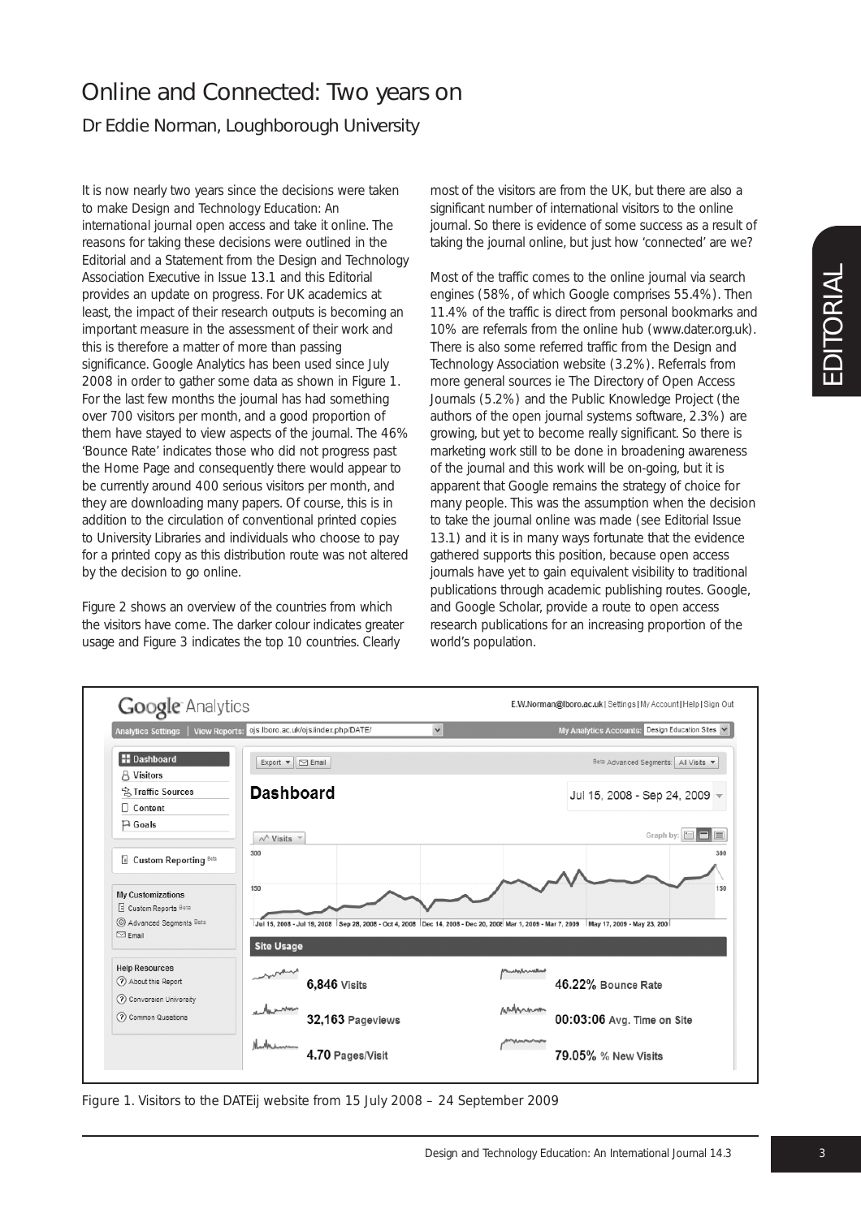# Online and Connected: Two years on

## Dr Eddie Norman, Loughborough University

It is now nearly two years since the decisions were taken to make *Design and Technology Education: An international journal* open access and take it online. The reasons for taking these decisions were outlined in the Editorial and a Statement from the Design and Technology Association Executive in Issue 13.1 and this Editorial provides an update on progress. For UK academics at least, the impact of their research outputs is becoming an important measure in the assessment of their work and this is therefore a matter of more than passing significance. Google Analytics has been used since July 2008 in order to gather some data as shown in Figure 1. For the last few months the journal has had something over 700 visitors per month, and a good proportion of them have stayed to view aspects of the journal. The 46% 'Bounce Rate' indicates those who did not progress past the Home Page and consequently there would appear to be currently around 400 serious visitors per month, and they are downloading many papers. Of course, this is in addition to the circulation of conventional printed copies to University Libraries and individuals who choose to pay for a printed copy as this distribution route was not altered by the decision to go online.

Figure 2 shows an overview of the countries from which the visitors have come. The darker colour indicates greater usage and Figure 3 indicates the top 10 countries. Clearly most of the visitors are from the UK, but there are also a significant number of international visitors to the online journal. So there is evidence of some success as a result of taking the journal online, but just how 'connected' are we?

Most of the traffic comes to the online journal via search engines (58%, of which Google comprises 55.4%). Then 11.4% of the traffic is direct from personal bookmarks and 10% are referrals from the online hub (www.dater.org.uk). There is also some referred traffic from the Design and Technology Association website (3.2%). Referrals from more general sources ie The Directory of Open Access Journals (5.2%) and the Public Knowledge Project (the authors of the open journal systems software, 2.3%) are growing, but yet to become really significant. So there is marketing work still to be done in broadening awareness of the journal and this work will be on-going, but it is apparent that Google remains the strategy of choice for many people. This was the assumption when the decision to take the journal online was made (see Editorial Issue 13.1) and it is in many ways fortunate that the evidence gathered supports this position, because open access journals have yet to gain equivalent visibility to traditional publications through academic publishing routes. Google, and Google Scholar, provide a route to open access research publications for an increasing proportion of the world's population.

Figure 1. Visitors to the DATEij website from 15 July 2008 – 24 September 2009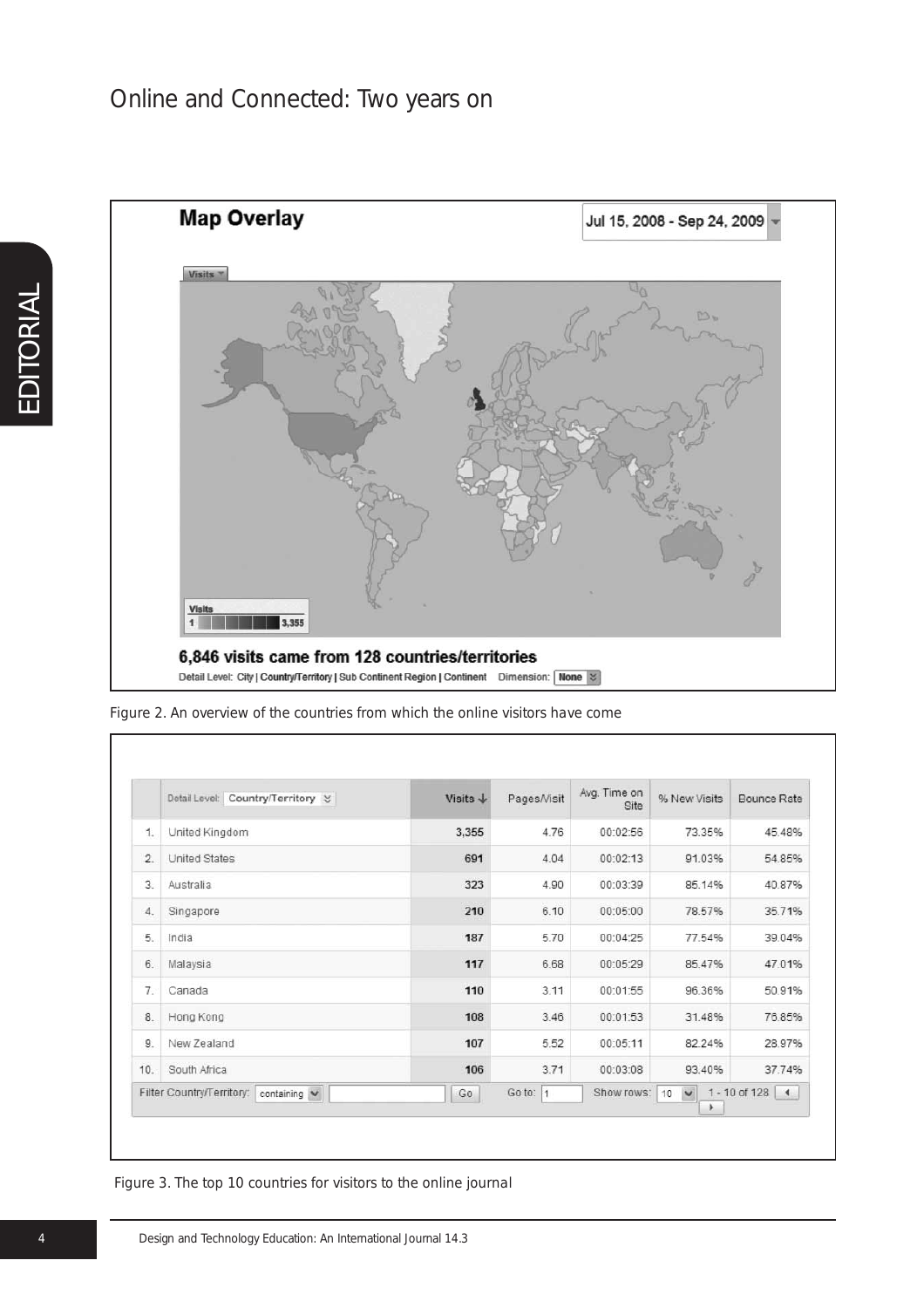# Online and Connected: Two years on

**Map Overlay**

Jul 15, 2008 - Sep 24, 2009

Visits

Visits 1 – 3,355

**6,846 visits came from 128 countries/territories**

Detail Level: City | Country/Territory | Sub Continent Region | Continent Dimension: None

Figure 2. An overview of the countries from which the online visitors have come

| | Detail Level: Country/Territory | Visits ↓ | Pages/Visit | Avg. Time on Site | % New Visits | Bounce Rate |
|---|---|---|---|---|---|---|
| 1. | United Kingdom | 3,355 | 4.76 | 00:02:56 | 73.35% | 45.48% |
| 2. | United States | 691 | 4.04 | 00:02:13 | 91.03% | 54.85% |
| 3. | Australia | 323 | 4.90 | 00:03:39 | 85.14% | 40.87% |
| 4. | Singapore | 210 | 6.10 | 00:05:00 | 78.57% | 35.71% |
| 5. | India | 187 | 5.70 | 00:04:25 | 77.54% | 39.04% |
| 6. | Malaysia | 117 | 6.68 | 00:05:29 | 85.47% | 47.01% |
| 7. | Canada | 110 | 3.11 | 00:01:55 | 96.36% | 50.91% |
| 8. | Hong Kong | 108 | 3.46 | 00:01:53 | 31.48% | 75.85% |
| 9. | New Zealand | 107 | 5.52 | 00:05:11 | 82.24% | 28.97% |
| 10. | South Africa | 106 | 3.71 | 00:03:08 | 93.40% | 37.74% |

Filter Country/Territory: containing Go Go to: 1 Show rows: 10 1 - 10 of 128

Figure 3. The top 10 countries for visitors to the online journal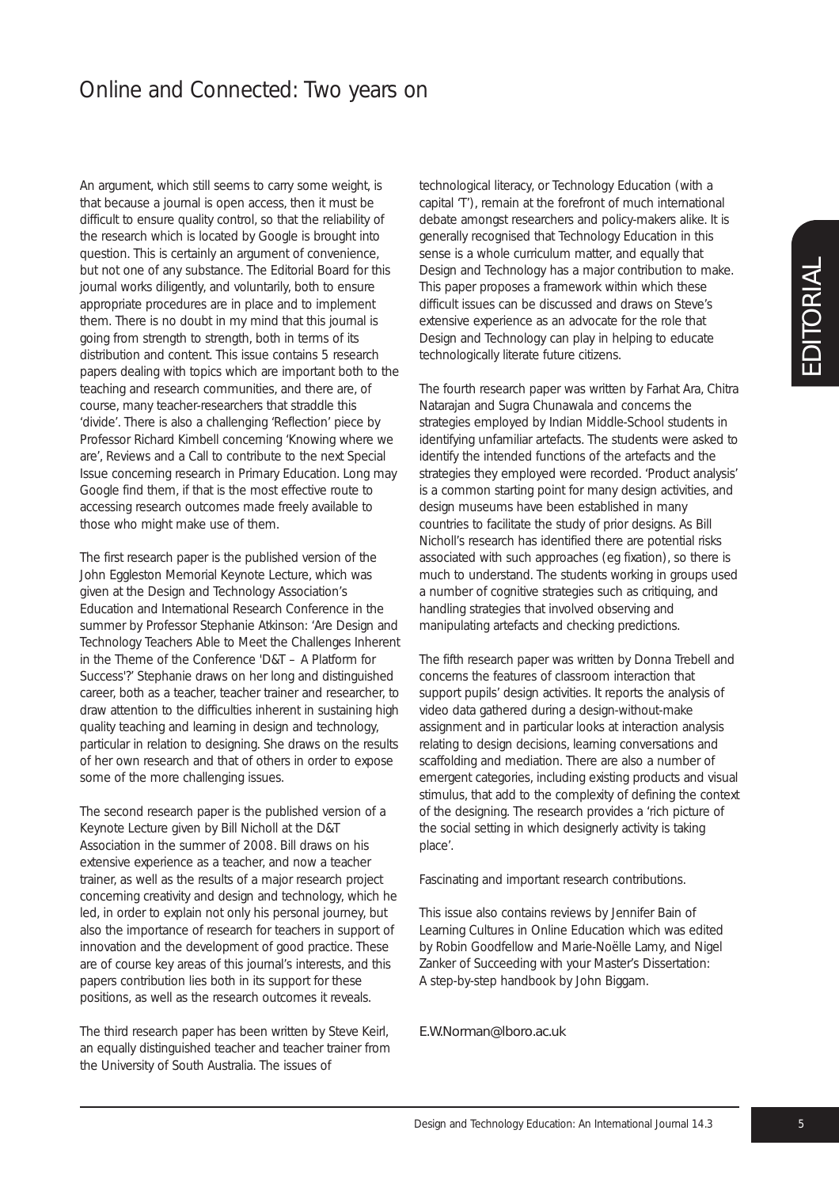# Online and Connected: Two years on

An argument, which still seems to carry some weight, is that because a journal is open access, then it must be difficult to ensure quality control, so that the reliability of the research which is located by Google is brought into question. This is certainly an argument of convenience, but not one of any substance. The Editorial Board for this journal works diligently, and voluntarily, both to ensure appropriate procedures are in place and to implement them. There is no doubt in my mind that this journal is going from strength to strength, both in terms of its distribution and content. This issue contains 5 research papers dealing with topics which are important both to the teaching and research communities, and there are, of course, many teacher-researchers that straddle this 'divide'. There is also a challenging 'Reflection' piece by Professor Richard Kimbell concerning 'Knowing where we are', Reviews and a Call to contribute to the next Special Issue concerning research in Primary Education. Long may Google find them, if that is the most effective route to accessing research outcomes made freely available to those who might make use of them.

The first research paper is the published version of the John Eggleston Memorial Keynote Lecture, which was given at the Design and Technology Association's Education and International Research Conference in the summer by Professor Stephanie Atkinson: 'Are Design and Technology Teachers Able to Meet the Challenges Inherent in the Theme of the Conference 'D&T – A Platform for Success'?' Stephanie draws on her long and distinguished career, both as a teacher, teacher trainer and researcher, to draw attention to the difficulties inherent in sustaining high quality teaching and learning in design and technology, particular in relation to designing. She draws on the results of her own research and that of others in order to expose some of the more challenging issues.

The second research paper is the published version of a Keynote Lecture given by Bill Nicholl at the D&T Association in the summer of 2008. Bill draws on his extensive experience as a teacher, and now a teacher trainer, as well as the results of a major research project concerning creativity and design and technology, which he led, in order to explain not only his personal journey, but also the importance of research for teachers in support of innovation and the development of good practice. These are of course key areas of this journal's interests, and this papers contribution lies both in its support for these positions, as well as the research outcomes it reveals.

The third research paper has been written by Steve Keirl, an equally distinguished teacher and teacher trainer from the University of South Australia. The issues of technological literacy, or Technology Education (with a capital 'T'), remain at the forefront of much international debate amongst researchers and policy-makers alike. It is generally recognised that Technology Education in this sense is a whole curriculum matter, and equally that Design and Technology has a major contribution to make. This paper proposes a framework within which these difficult issues can be discussed and draws on Steve's extensive experience as an advocate for the role that Design and Technology can play in helping to educate technologically literate future citizens.

The fourth research paper was written by Farhat Ara, Chitra Natarajan and Sugra Chunawala and concerns the strategies employed by Indian Middle-School students in identifying unfamiliar artefacts. The students were asked to identify the intended functions of the artefacts and the strategies they employed were recorded. 'Product analysis' is a common starting point for many design activities, and design museums have been established in many countries to facilitate the study of prior designs. As Bill Nicholl's research has identified there are potential risks associated with such approaches (eg fixation), so there is much to understand. The students working in groups used a number of cognitive strategies such as critiquing, and handling strategies that involved observing and manipulating artefacts and checking predictions.

The fifth research paper was written by Donna Trebell and concerns the features of classroom interaction that support pupils' design activities. It reports the analysis of video data gathered during a design-without-make assignment and in particular looks at interaction analysis relating to design decisions, learning conversations and scaffolding and mediation. There are also a number of emergent categories, including existing products and visual stimulus, that add to the complexity of defining the context of the designing. The research provides a 'rich picture of the social setting in which designerly activity is taking place'.

Fascinating and important research contributions.

This issue also contains reviews by Jennifer Bain of Learning Cultures in Online Education which was edited by Robin Goodfellow and Marie-Noëlle Lamy, and Nigel Zanker of Succeeding with your Master's Dissertation: A step-by-step handbook by John Biggam.

E.W.Norman@lboro.ac.uk